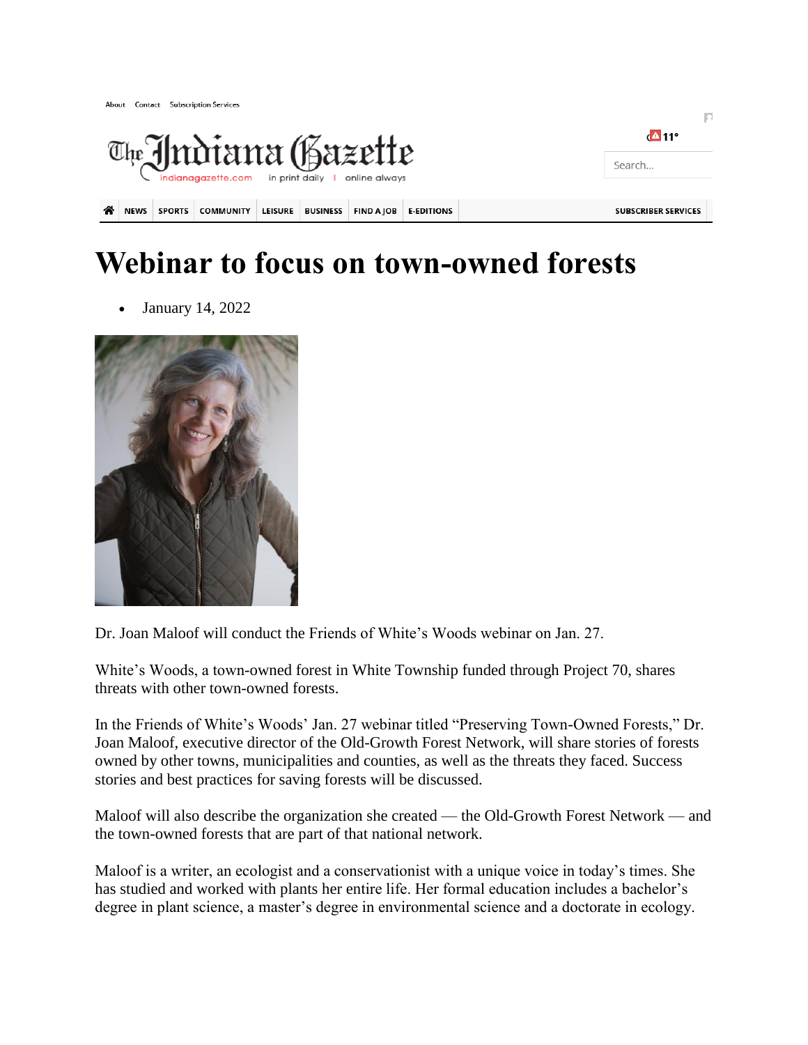# Webinar to focus on town-owned forests

- January 14, 2022

Dr. Joan Maloof will conduct the Friends of White's Woods webinar on Jan. 27.

White's Woods, a town-owned forest in White Township funded through Project 70, shares threats with other town-owned forests.

In the Friends of White's Woods' Jan. 27 webinar titled "Preserving Town-Owned Forests," Dr. Joan Maloof, executive director of the Old-Growth Forest Network, will share stories of forests owned by other towns, municipalities and counties, as well as the threats they faced. Success stories and best practices for saving forests will be discussed.

Maloof will also describe the organization she created — the Old-Growth Forest Network — and the town-owned forests that are part of that national network.

Maloof is a writer, an ecologist and a conservationist with a unique voice in today's times. She has studied and worked with plants her entire life. Her formal education includes a bachelor's degree in plant science, a master's degree in environmental science and a doctorate in ecology.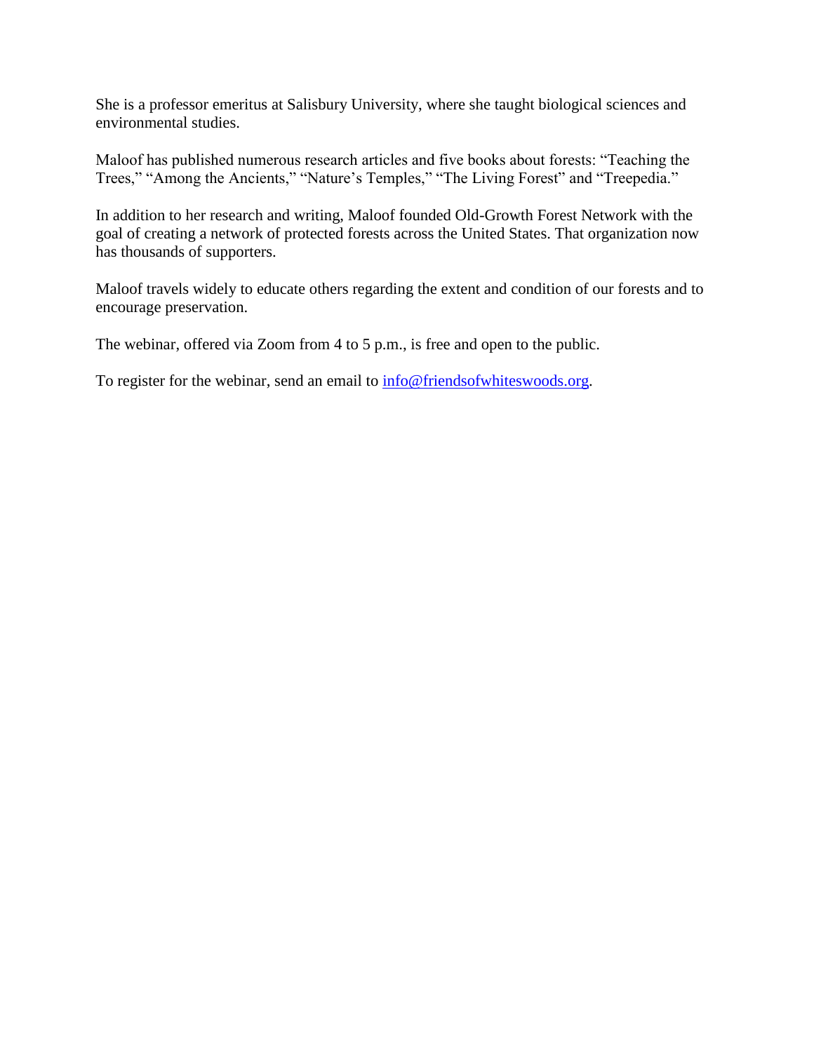She is a professor emeritus at Salisbury University, where she taught biological sciences and environmental studies.

Maloof has published numerous research articles and five books about forests: “Teaching the Trees,” “Among the Ancients,” “Nature’s Temples,” “The Living Forest” and “Treepedia.”

In addition to her research and writing, Maloof founded Old-Growth Forest Network with the goal of creating a network of protected forests across the United States. That organization now has thousands of supporters.

Maloof travels widely to educate others regarding the extent and condition of our forests and to encourage preservation.

The webinar, offered via Zoom from 4 to 5 p.m., is free and open to the public.

To register for the webinar, send an email to info@friendsofwhiteswoods.org.